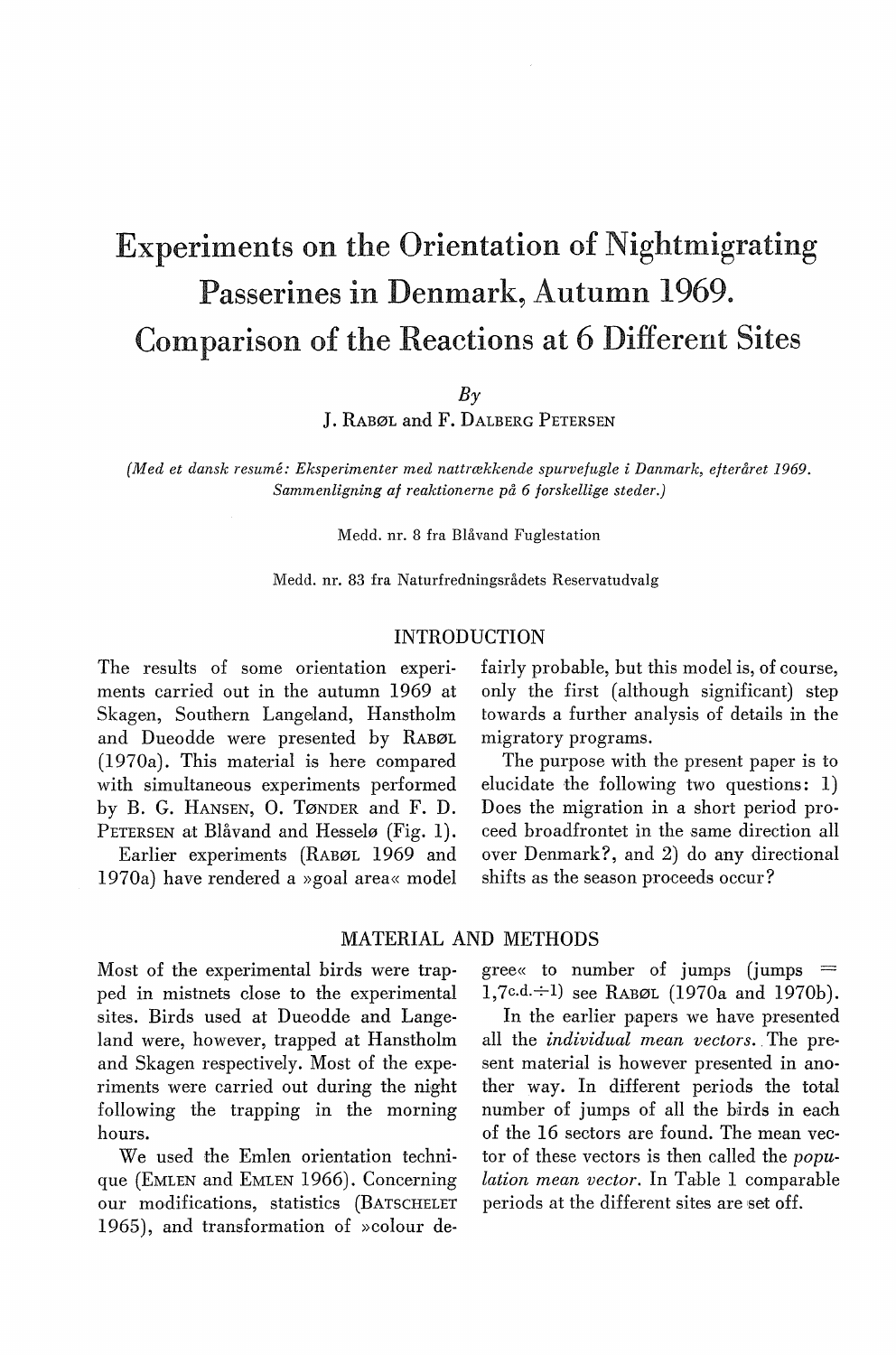# Experiments on the Orientation of Nightmigrating Passerines in Denmark, Autumn 1969. Comparison of the Reactions at 6 Different Sites

*By*

J. RABØL and F. DALBERG PETERSEN

*(Med et dansk resumé: Eksperimenter med nattrækkende spurvefugle i Danmark, efteråret 1969. Sammenligning af reaktionerne på 6 forskellige steder.)*

Medd. nr. 8 fra Blåvand Fuglestation

Medd. nr. 83 fra Naturfredningsrådets Reservatudvalg

## INTRODUCTION

The results of some orientation experiments carried out in the autumn 1969 at Skagen, Southern Langeland, Hanstholm and Dueodde were presented by RABØL (1970a). This material is here compared with simultaneous experiments performed by B. G. HANSEN, O. TØNDER and F. D. PETERSEN at Blåvand and Hesselø (Fig. 1).

Earlier experiments (RABØL 1969 and 1970a) have rendered a »goal area« model fairly probable, but this model is, of course, only the first (although significant) step towards a further analysis of details in the migratory programs.

The purpose with the present paper is to elucidate the following two questions: 1) Does the migration in a short period proceed broadfrontet in the same direction all over Denmark?, and 2) do any directional shifts as the season proceeds occur?

## MATERIAL AND METHODS

Most of the experimental birds were trapped in mistnets close to the experimental sites. Birds used at Dueodde and Langeland were, however, trapped at Hanstholm and Skagen respectively. Most of the experiments were carried out during the night following the trapping in the morning hours.

We used the Emlen orientation technique (EMLEN and EMLEN 1966). Concerning our modifications, statistics (BATSCHELET 1965), and transformation of »colour degree« to number of jumps (jumps = $1{,}7^{\text{c.d.}\div 1}$) see RABØL (1970a and 1970b).

In the earlier papers we have presented all the *individual mean vectors*. The present material is however presented in another way. In different periods the total number of jumps of all the birds in each of the 16 sectors are found. The mean vector of these vectors is then called the *population mean vector*. In Table 1 comparable periods at the different sites are set off.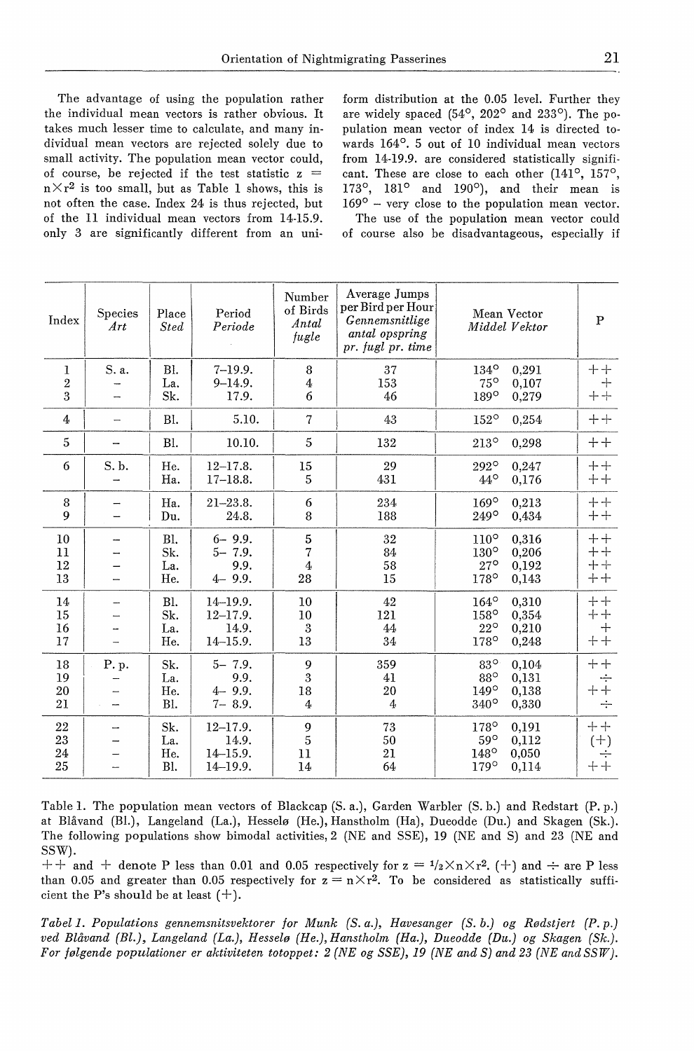The advantage of using the population rather the individual mean vectors is rather obvious. It takes much lesser time to calculate, and many individual mean vectors are rejected solely due to small activity. The population mean vector could, of course, be rejected if the test statistic $z = n \times r^2$ is too small, but as Table 1 shows, this is not often the case. Index 24 is thus rejected, but of the 11 individual mean vectors from 14-15.9. only 3 are significantly different from an uniform distribution at the 0.05 level. Further they are widely spaced (54°, 202° and 233°). The population mean vector of index 14 is directed towards 164°. 5 out of 10 individual mean vectors from 14-19.9. are considered statistically significant. These are close to each other (141°, 157°, 173°, 181° and 190°), and their mean is 169° – very close to the population mean vector.

The use of the population mean vector could of course also be disadvantageous, especially if

| Index | Species *Art* | Place *Sted* | Period *Periode* | Number of Birds *Antal fugle* | Average Jumps per Bird per Hour *Gennemsnitlige antal opspring pr. fugl pr. time* | Mean Vector *Middel Vektor* | P |
|---|---|---|---|---|---|---|---|
| 1 | S. a. | Bl. | 7–19.9. | 8 | 37 | 134° 0,291 | ++ |
| 2 | – | La. | 9–14.9. | 4 | 153 | 75° 0,107 | + |
| 3 | – | Sk. | 17.9. | 6 | 46 | 189° 0,279 | ++ |
| 4 | – | Bl. | 5.10. | 7 | 43 | 152° 0,254 | ++ |
| 5 | – | Bl. | 10.10. | 5 | 132 | 213° 0,298 | ++ |
| 6 | S. b. | He. | 12–17.8. | 15 | 29 | 292° 0,247 | ++ |
| | – | Ha. | 17–18.8. | 5 | 431 | 44° 0,176 | ++ |
| 8 | – | Ha. | 21–23.8. | 6 | 234 | 169° 0,213 | ++ |
| 9 | – | Du. | 24.8. | 8 | 188 | 249° 0,434 | ++ |
| 10 | – | Bl. | 6– 9.9. | 5 | 32 | 110° 0,316 | ++ |
| 11 | – | Sk. | 5– 7.9. | 7 | 84 | 130° 0,206 | ++ |
| 12 | – | La. | 9.9. | 4 | 58 | 27° 0,192 | ++ |
| 13 | – | He. | 4– 9.9. | 28 | 15 | 178° 0,143 | ++ |
| 14 | – | Bl. | 14–19.9. | 10 | 42 | 164° 0,310 | ++ |
| 15 | – | Sk. | 12–17.9. | 10 | 121 | 158° 0,354 | ++ |
| 16 | – | La. | 14.9. | 3 | 44 | 22° 0,210 | + |
| 17 | – | He. | 14–15.9. | 13 | 34 | 178° 0,248 | ++ |
| 18 | P. p. | Sk. | 5– 7.9. | 9 | 359 | 83° 0,104 | ++ |
| 19 | – | La. | 9.9. | 3 | 41 | 88° 0,131 | ÷ |
| 20 | – | He. | 4– 9.9. | 18 | 20 | 149° 0,138 | ++ |
| 21 | – | Bl. | 7– 8.9. | 4 | 4 | 340° 0,330 | ÷ |
| 22 | – | Sk. | 12–17.9. | 9 | 73 | 178° 0,191 | ++ |
| 23 | – | La. | 14.9. | 5 | 50 | 59° 0,112 | (+) |
| 24 | – | He. | 14–15.9. | 11 | 21 | 148° 0,050 | ÷ |
| 25 | – | Bl. | 14–19.9. | 14 | 64 | 179° 0,114 | ++ |

Table 1. The population mean vectors of Blackcap (S. a.), Garden Warbler (S. b.) and Redstart (P. p.) at Blåvand (Bl.), Langeland (La.), Hesselø (He.), Hanstholm (Ha), Dueodde (Du.) and Skagen (Sk.). The following populations show bimodal activities, 2 (NE and SSE), 19 (NE and S) and 23 (NE and SSW).

++ and + denote P less than 0.01 and 0.05 respectively for $z = \frac{1}{2} \times n \times r^2$. (+) and ÷ are P less than 0.05 and greater than 0.05 respectively for $z = n \times r^2$. To be considered as statistically sufficient the P's should be at least (+).

*Tabel 1. Populations gennemsnitsvektorer for Munk (S. a.), Havesanger (S. b.) og Rødstjert (P. p.) ved Blåvand (Bl.), Langeland (La.), Hesselø (He.), Hanstholm (Ha.), Dueodde (Du.) og Skagen (Sk.). For følgende populationer er aktiviteten totoppet: 2 (NE og SSE), 19 (NE and S) and 23 (NE and SSW).*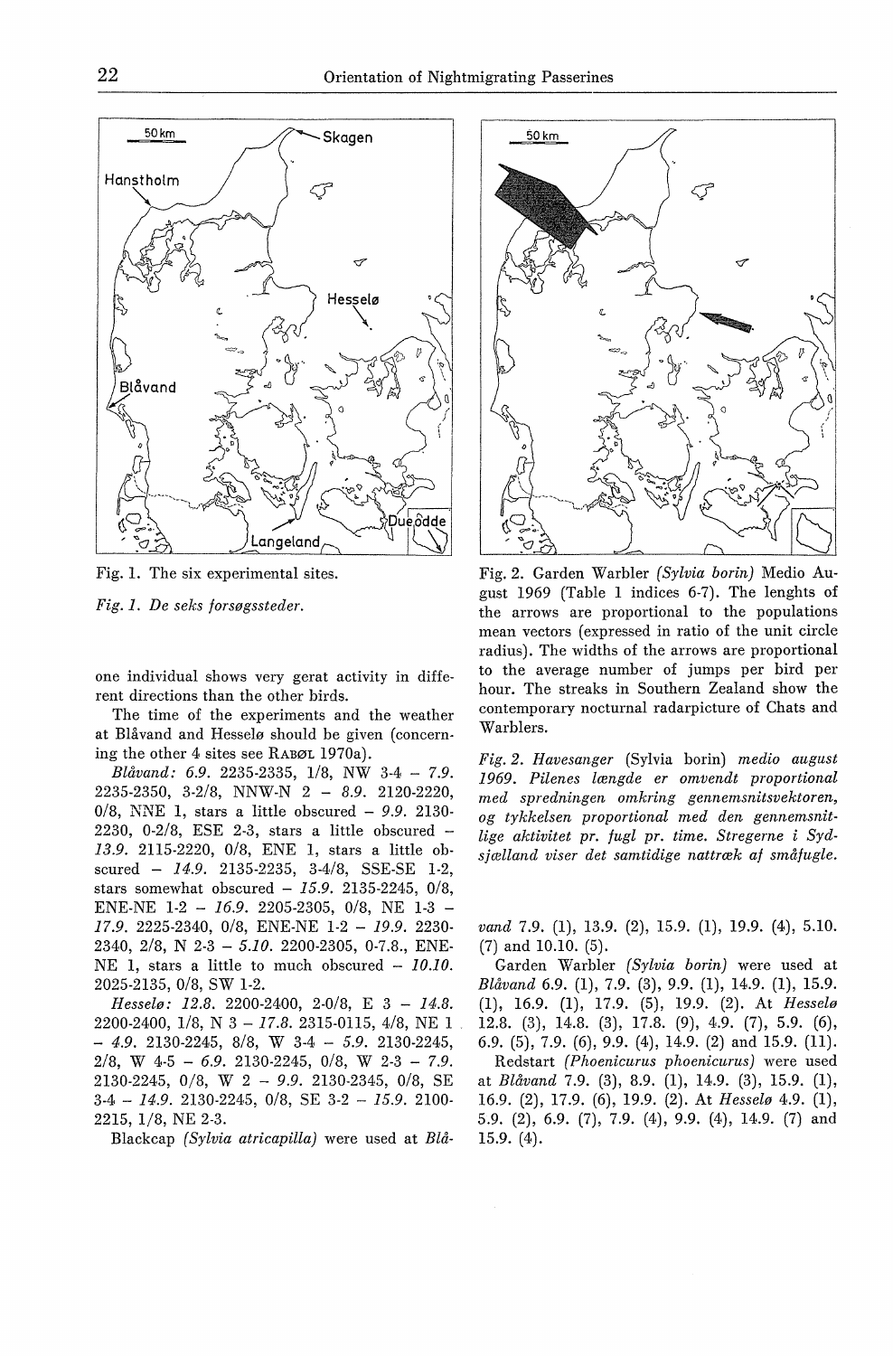Fig. 1. The six experimental sites.

*Fig. 1. De seks forsøgssteder.*

Fig. 2. Garden Warbler *(Sylvia borin)* Medio August 1969 (Table 1 indices 6-7). The lenghts of the arrows are proportional to the populations mean vectors (expressed in ratio of the unit circle radius). The widths of the arrows are proportional to the average number of jumps per bird per hour. The streaks in Southern Zealand show the contemporary nocturnal radarpicture of Chats and Warblers.

*Fig. 2. Havesanger* (Sylvia borin) *medio august 1969. Pilenes længde er omvendt proportional med spredningen omkring gennemsnitsvektoren, og tykkelsen proportional med den gennemsnitlige aktivitet pr. fugl pr. time. Stregerne i Sydsjælland viser det samtidige nattræk af småfugle.*

one individual shows very gerat activity in different directions than the other birds.

The time of the experiments and the weather at Blåvand and Hesselø should be given (concerning the other 4 sites see RABØL 1970a).

*Blåvand: 6.9.* 2235-2335, 1/8, NW 3-4 – *7.9.* 2235-2350, 3-2/8, NNW-N 2 – *8.9.* 2120-2220, 0/8, NNE 1, stars a little obscured – *9.9.* 2130-2230, 0-2/8, ESE 2-3, stars a little obscured – *13.9.* 2115-2220, 0/8, ENE 1, stars a little obscured – *14.9.* 2135-2235, 3-4/8, SSE-SE 1-2, stars somewhat obscured – *15.9.* 2135-2245, 0/8, ENE-NE 1-2 – *16.9.* 2205-2305, 0/8, NE 1-3 – *17.9.* 2225-2340, 0/8, ENE-NE 1-2 – *19.9.* 2230-2340, 2/8, N 2-3 – *5.10.* 2200-2305, 0-7.8., ENE-NE 1, stars a little to much obscured – *10.10.* 2025-2135, 0/8, SW 1-2.

*Hesselø: 12.8.* 2200-2400, 2-0/8, E 3 – *14.8.* 2200-2400, 1/8, N 3 – *17.8.* 2315-0115, 4/8, NE 1 – *4.9.* 2130-2245, 8/8, W 3-4 – *5.9.* 2130-2245, 2/8, W 4-5 – *6.9.* 2130-2245, 0/8, W 2-3 – *7.9.* 2130-2245, 0/8, W 2 – *9.9.* 2130-2345, 0/8, SE 3-4 – *14.9.* 2130-2245, 0/8, SE 3-2 – *15.9.* 2100-2215, 1/8, NE 2-3.

Blackcap *(Sylvia atricapilla)* were used at *Blåvand* 7.9. (1), 13.9. (2), 15.9. (1), 19.9. (4), 5.10. (7) and 10.10. (5).

Garden Warbler *(Sylvia borin)* were used at *Blåvand* 6.9. (1), 7.9. (3), 9.9. (1), 14.9. (1), 15.9. (1), 16.9. (1), 17.9. (5), 19.9. (2). At *Hesselø* 12.8. (3), 14.8. (3), 17.8. (9), 4.9. (7), 5.9. (6), 6.9. (5), 7.9. (6), 9.9. (4), 14.9. (2) and 15.9. (11).

Redstart *(Phoenicurus phoenicurus)* were used at *Blåvand* 7.9. (3), 8.9. (1), 14.9. (3), 15.9. (1), 16.9. (2), 17.9. (6), 19.9. (2). At *Hesselø* 4.9. (1), 5.9. (2), 6.9. (7), 7.9. (4), 9.9. (4), 14.9. (7) and 15.9. (4).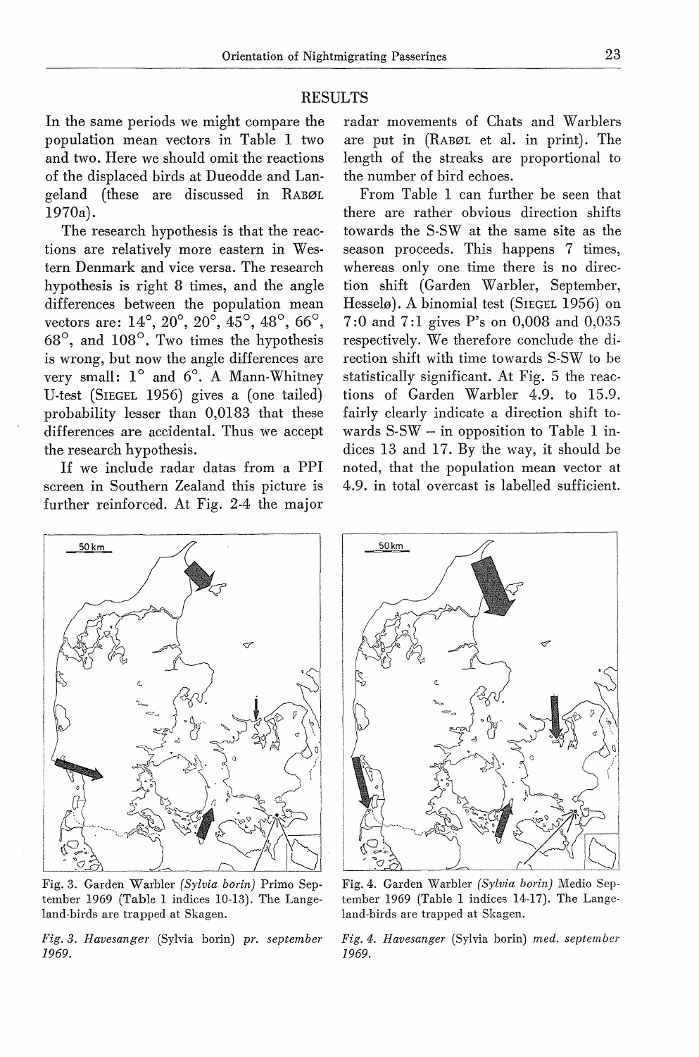## RESULTS

In the same periods we might compare the population mean vectors in Table 1 two and two. Here we should omit the reactions of the displaced birds at Dueodde and Langeland (these are discussed in RABØL 1970a).

The research hypothesis is that the reactions are relatively more eastern in Western Denmark and vice versa. The research hypothesis is right 8 times, and the angle differences between the population mean vectors are: 14°, 20°, 20°, 45°, 48°, 66°, 68°, and 108°. Two times the hypothesis is wrong, but now the angle differences are very small: 1° and 6°. A Mann-Whitney U-test (SIEGEL 1956) gives a (one tailed) probability lesser than 0,0183 that these differences are accidental. Thus we accept the research hypothesis.

If we include radar datas from a PPI screen in Southern Zealand this picture is further reinforced. At Fig. 2-4 the major radar movements of Chats and Warblers are put in (RABØL et al. in print). The length of the streaks are proportional to the number of bird echoes.

From Table 1 can further be seen that there are rather obvious direction shifts towards the S-SW at the same site as the season proceeds. This happens 7 times, whereas only one time there is no direction shift (Garden Warbler, September, Hesselø). A binomial test (SIEGEL 1956) on 7:0 and 7:1 gives P's on 0,008 and 0,035 respectively. We therefore conclude the direction shift with time towards S-SW to be statistically significant. At Fig. 5 the reactions of Garden Warbler 4.9. to 15.9. fairly clearly indicate a direction shift towards S-SW – in opposition to Table 1 indices 13 and 17. By the way, it should be noted, that the population mean vector at 4.9. in total overcast is labelled sufficient.

Fig. 3. Garden Warbler (*Sylvia borin*) Primo September 1969 (Table 1 indices 10-13). The Langeland-birds are trapped at Skagen.

*Fig. 3. Havesanger* (Sylvia borin) *pr. september 1969.*

Fig. 4. Garden Warbler (*Sylvia borin*) Medio September 1969 (Table 1 indices 14-17). The Langeland-birds are trapped at Skagen.

*Fig. 4. Havesanger* (Sylvia borin) *med. september 1969.*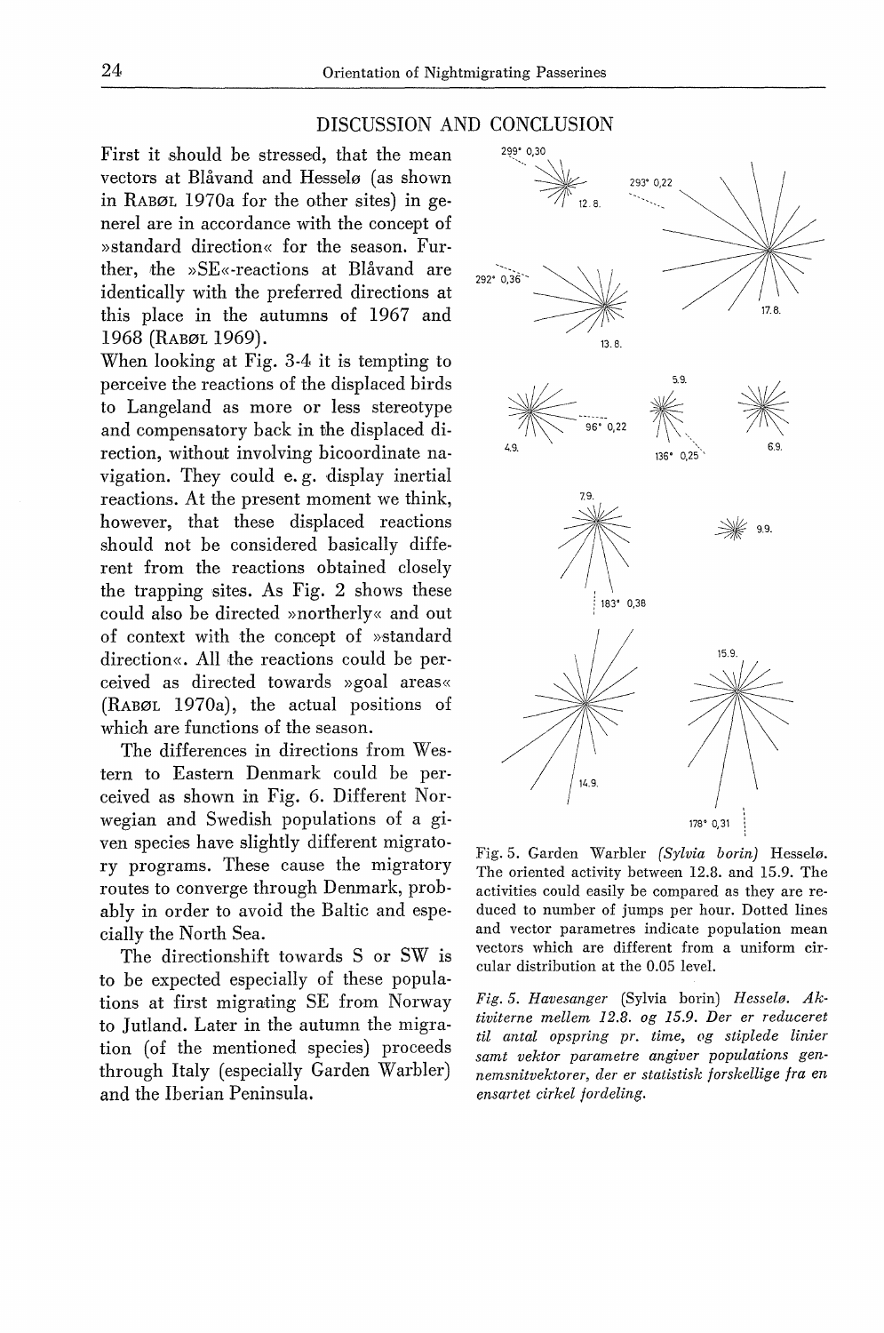## DISCUSSION AND CONCLUSION

First it should be stressed, that the mean vectors at Blåvand and Hesselø (as shown in Rabøl 1970a for the other sites) in generel are in accordance with the concept of »standard direction« for the season. Further, the »SE«-reactions at Blåvand are identically with the preferred directions at this place in the autumns of 1967 and 1968 (Rabøl 1969).

When looking at Fig. 3-4 it is tempting to perceive the reactions of the displaced birds to Langeland as more or less stereotype and compensatory back in the displaced direction, without involving bicoordinate navigation. They could e. g. display inertial reactions. At the present moment we think, however, that these displaced reactions should not be considered basically different from the reactions obtained closely the trapping sites. As Fig. 2 shows these could also be directed »northerly« and out of context with the concept of »standard direction«. All the reactions could be perceived as directed towards »goal areas« (Rabøl 1970a), the actual positions of which are functions of the season.

The differences in directions from Western to Eastern Denmark could be perceived as shown in Fig. 6. Different Norwegian and Swedish populations of a given species have slightly different migratory programs. These cause the migratory routes to converge through Denmark, probably in order to avoid the Baltic and especially the North Sea.

The directionshift towards S or SW is to be expected especially of these populations at first migrating SE from Norway to Jutland. Later in the autumn the migration (of the mentioned species) proceeds through Italy (especially Garden Warbler) and the Iberian Peninsula.

Fig. 5. Garden Warbler *(Sylvia borin)* Hesselø. The oriented activity between 12.8. and 15.9. The activities could easily be compared as they are reduced to number of jumps per hour. Dotted lines and vector parametres indicate population mean vectors which are different from a uniform circular distribution at the 0.05 level.

*Fig. 5. Havesanger* (Sylvia borin) *Hesselø. Aktiviterne mellem 12.8. og 15.9. Der er reduceret til antal opspring pr. time, og stiplede linier samt vektor parametre angiver populations gennemsnitvektorer, der er statistisk forskellige fra en ensartet cirkel fordeling.*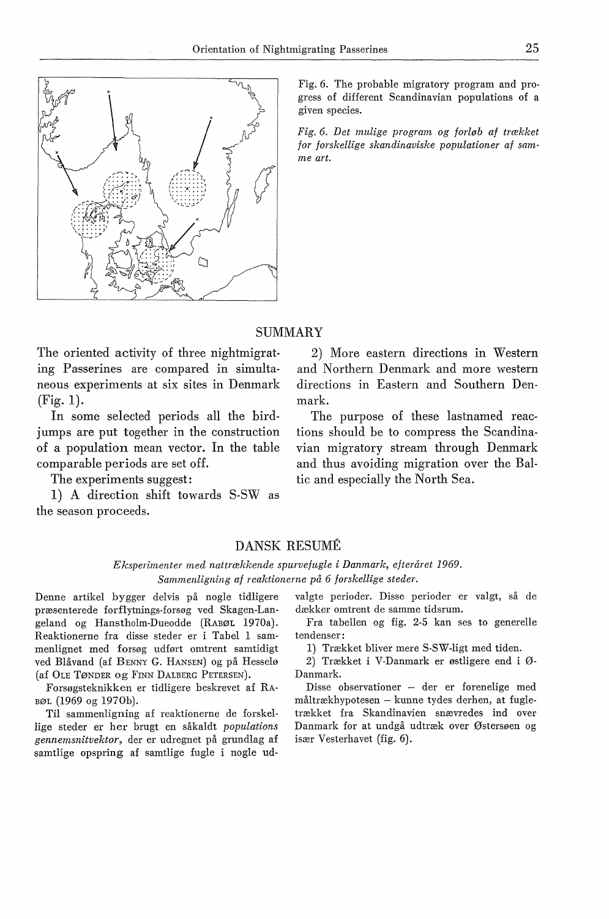Fig. 6. The probable migratory program and progress of different Scandinavian populations of a given species.

*Fig. 6. Det mulige program og forløb af trækket for forskellige skandinaviske populationer af samme art.*

## SUMMARY

The oriented activity of three nightmigrating Passerines are compared in simultaneous experiments at six sites in Denmark (Fig. 1).

In some selected periods all the birdjumps are put together in the construction of a population mean vector. In the table comparable periods are set off.

The experiments suggest:

1) A direction shift towards S-SW as the season proceeds.

2) More eastern directions in Western and Northern Denmark and more western directions in Eastern and Southern Denmark.

The purpose of these lastnamed reactions should be to compress the Scandinavian migratory stream through Denmark and thus avoiding migration over the Baltic and especially the North Sea.

## DANSK RESUMÉ

*Eksperimenter med nattrækkende spurvefugle i Danmark, efteråret 1969. Sammenligning af reaktionerne på 6 forskellige steder.*

Denne artikel bygger delvis på nogle tidligere præsenterede forflytnings-forsøg ved Skagen-Langeland og Hanstholm-Dueodde (RABØL 1970a). Reaktionerne fra disse steder er i Tabel 1 sammenlignet med forsøg udført omtrent samtidigt ved Blåvand (af BENNY G. HANSEN) og på Hesselø (af OLE TØNDER og FINN DALBERG PETERSEN).

Forsøgsteknikken er tidligere beskrevet af RABØL (1969 og 1970b).

Til sammenligning af reaktionerne de forskellige steder er her brugt en såkaldt *populations gennemsnitvektor*, der er udregnet på grundlag af samtlige opspring af samtlige fugle i nogle udvalgte perioder. Disse perioder er valgt, så de dækker omtrent de samme tidsrum.

Fra tabellen og fig. 2-5 kan ses to generelle tendenser:

1) Trækket bliver mere S-SW-ligt med tiden.

2) Trækket i V-Danmark er østligere end i Ø-Danmark.

Disse observationer – der er forenelige med måltrækhypotesen – kunne tydes derhen, at fugletrækket fra Skandinavien snævredes ind over Danmark for at undgå udtræk over Østersøen og især Vesterhavet (fig. 6).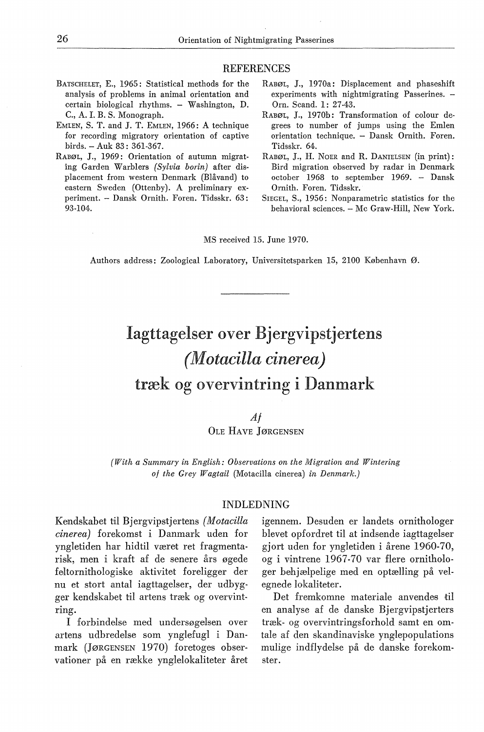## REFERENCES

BATSCHELET, E., 1965: Statistical methods for the analysis of problems in animal orientation and certain biological rhythms. – Washington, D. C., A. I. B. S. Monograph.

EMLEN, S. T. and J. T. EMLEN, 1966: A technique for recording migratory orientation of captive birds. – Auk 83: 361-367.

RABØL, J., 1969: Orientation of autumn migrating Garden Warblers *(Sylvia borin)* after displacement from western Denmark (Blåvand) to eastern Sweden (Ottenby). A preliminary experiment. – Dansk Ornith. Foren. Tidsskr. 63: 93-104.

RABØL, J., 1970a: Displacement and phaseshift experiments with nightmigrating Passerines. – Orn. Scand. 1: 27-43.

RABØL, J., 1970b: Transformation of colour degrees to number of jumps using the Emlen orientation technique. – Dansk Ornith. Foren. Tidsskr. 64.

RABØL, J., H. NOER and R. DANIELSEN (in print): Bird migration observed by radar in Denmark october 1968 to september 1969. – Dansk Ornith. Foren. Tidsskr.

SIEGEL, S., 1956: Nonparametric statistics for the behavioral sciences. – Mc Graw-Hill, New York.

MS received 15. June 1970.

Authors address: Zoological Laboratory, Universitetsparken 15, 2100 København Ø.

---

# Iagttagelser over Bjergvipstjertens *(Motacilla cinerea)* træk og overvintring i Danmark

*Af*

OLE HAVE JØRGENSEN

*(With a Summary in English: Observations on the Migration and Wintering of the Grey Wagtail* (Motacilla cinerea) *in Denmark.)*

## INDLEDNING

Kendskabet til Bjergvipstjertens *(Motacilla cinerea)* forekomst i Danmark uden for yngletiden har hidtil været ret fragmentarisk, men i kraft af de senere års øgede feltornithologiske aktivitet foreligger der nu et stort antal iagttagelser, der udbygger kendskabet til artens træk og overvintring.

I forbindelse med undersøgelsen over artens udbredelse som ynglefugl i Danmark (JØRGENSEN 1970) foretoges observationer på en række ynglelokaliteter året igennem. Desuden er landets ornithologer blevet opfordret til at indsende iagttagelser gjort uden for yngletiden i årene 1960-70, og i vintrene 1967-70 var flere ornithologer behjælpelige med en optælling på velegnede lokaliteter.

Det fremkomne materiale anvendes til en analyse af de danske Bjergvipstjerters træk- og overvintringsforhold samt en omtale af den skandinaviske ynglepopulations mulige indflydelse på de danske forekomster.